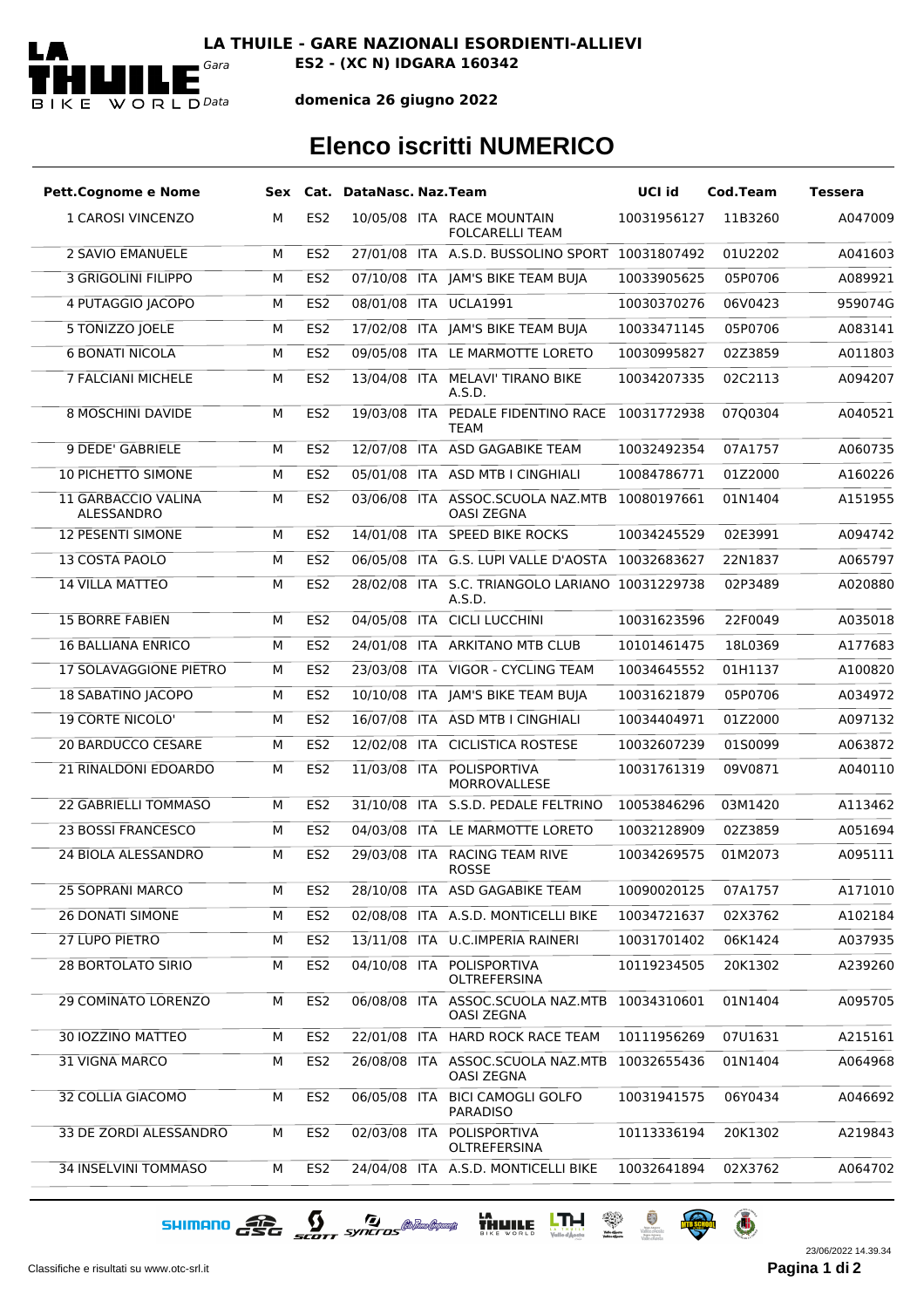**LA THUILE - GARE NAZIONALI ESORDIENTI-ALLIEVI**

Gara **ES2 - (XC N) IDGARA 160342**

Data **domenica 26 giugno 2022**

# Elenco iscritti NUMERICO

| Pett.Cognome e Nome | Sex | Cat. | DataNasc. | Naz. | Team | UCI id | Cod.Team | Tessera |
|---|---|---|---|---|---|---|---|---|
| 1 CAROSI VINCENZO | M | ES2 | 10/05/08 | ITA | RACE MOUNTAIN FOLCARELLI TEAM | 10031956127 | 11B3260 | A047009 |
| 2 SAVIO EMANUELE | M | ES2 | 27/01/08 | ITA | A.S.D. BUSSOLINO SPORT | 10031807492 | 01U2202 | A041603 |
| 3 GRIGOLINI FILIPPO | M | ES2 | 07/10/08 | ITA | JAM'S BIKE TEAM BUJA | 10033905625 | 05P0706 | A089921 |
| 4 PUTAGGIO JACOPO | M | ES2 | 08/01/08 | ITA | UCLA1991 | 10030370276 | 06V0423 | 959074G |
| 5 TONIZZO JOELE | M | ES2 | 17/02/08 | ITA | JAM'S BIKE TEAM BUJA | 10033471145 | 05P0706 | A083141 |
| 6 BONATI NICOLA | M | ES2 | 09/05/08 | ITA | LE MARMOTTE LORETO | 10030995827 | 02Z3859 | A011803 |
| 7 FALCIANI MICHELE | M | ES2 | 13/04/08 | ITA | MELAVI' TIRANO BIKE A.S.D. | 10034207335 | 02C2113 | A094207 |
| 8 MOSCHINI DAVIDE | M | ES2 | 19/03/08 | ITA | PEDALE FIDENTINO RACE TEAM | 10031772938 | 07Q0304 | A040521 |
| 9 DEDE' GABRIELE | M | ES2 | 12/07/08 | ITA | ASD GAGABIKE TEAM | 10032492354 | 07A1757 | A060735 |
| 10 PICHETTO SIMONE | M | ES2 | 05/01/08 | ITA | ASD MTB I CINGHIALI | 10084786771 | 01Z2000 | A160226 |
| 11 GARBACCIO VALINA ALESSANDRO | M | ES2 | 03/06/08 | ITA | ASSOC.SCUOLA NAZ.MTB OASI ZEGNA | 10080197661 | 01N1404 | A151955 |
| 12 PESENTI SIMONE | M | ES2 | 14/01/08 | ITA | SPEED BIKE ROCKS | 10034245529 | 02E3991 | A094742 |
| 13 COSTA PAOLO | M | ES2 | 06/05/08 | ITA | G.S. LUPI VALLE D'AOSTA | 10032683627 | 22N1837 | A065797 |
| 14 VILLA MATTEO | M | ES2 | 28/02/08 | ITA | S.C. TRIANGOLO LARIANO A.S.D. | 10031229738 | 02P3489 | A020880 |
| 15 BORRE FABIEN | M | ES2 | 04/05/08 | ITA | CICLI LUCCHINI | 10031623596 | 22F0049 | A035018 |
| 16 BALLIANA ENRICO | M | ES2 | 24/01/08 | ITA | ARKITANO MTB CLUB | 10101461475 | 18L0369 | A177683 |
| 17 SOLAVAGGIONE PIETRO | M | ES2 | 23/03/08 | ITA | VIGOR - CYCLING TEAM | 10034645552 | 01H1137 | A100820 |
| 18 SABATINO JACOPO | M | ES2 | 10/10/08 | ITA | JAM'S BIKE TEAM BUJA | 10031621879 | 05P0706 | A034972 |
| 19 CORTE NICOLO' | M | ES2 | 16/07/08 | ITA | ASD MTB I CINGHIALI | 10034404971 | 01Z2000 | A097132 |
| 20 BARDUCCO CESARE | M | ES2 | 12/02/08 | ITA | CICLISTICA ROSTESE | 10032607239 | 01S0099 | A063872 |
| 21 RINALDONI EDOARDO | M | ES2 | 11/03/08 | ITA | POLISPORTIVA MORROVALLESE | 10031761319 | 09V0871 | A040110 |
| 22 GABRIELLI TOMMASO | M | ES2 | 31/10/08 | ITA | S.S.D. PEDALE FELTRINO | 10053846296 | 03M1420 | A113462 |
| 23 BOSSI FRANCESCO | M | ES2 | 04/03/08 | ITA | LE MARMOTTE LORETO | 10032128909 | 02Z3859 | A051694 |
| 24 BIOLA ALESSANDRO | M | ES2 | 29/03/08 | ITA | RACING TEAM RIVE ROSSE | 10034269575 | 01M2073 | A095111 |
| 25 SOPRANI MARCO | M | ES2 | 28/10/08 | ITA | ASD GAGABIKE TEAM | 10090020125 | 07A1757 | A171010 |
| 26 DONATI SIMONE | M | ES2 | 02/08/08 | ITA | A.S.D. MONTICELLI BIKE | 10034721637 | 02X3762 | A102184 |
| 27 LUPO PIETRO | M | ES2 | 13/11/08 | ITA | U.C.IMPERIA RAINERI | 10031701402 | 06K1424 | A037935 |
| 28 BORTOLATO SIRIO | M | ES2 | 04/10/08 | ITA | POLISPORTIVA OLTREFERSINA | 10119234505 | 20K1302 | A239260 |
| 29 COMINATO LORENZO | M | ES2 | 06/08/08 | ITA | ASSOC.SCUOLA NAZ.MTB OASI ZEGNA | 10034310601 | 01N1404 | A095705 |
| 30 IOZZINO MATTEO | M | ES2 | 22/01/08 | ITA | HARD ROCK RACE TEAM | 10111956269 | 07U1631 | A215161 |
| 31 VIGNA MARCO | M | ES2 | 26/08/08 | ITA | ASSOC.SCUOLA NAZ.MTB OASI ZEGNA | 10032655436 | 01N1404 | A064968 |
| 32 COLLIA GIACOMO | M | ES2 | 06/05/08 | ITA | BICI CAMOGLI GOLFO PARADISO | 10031941575 | 06Y0434 | A046692 |
| 33 DE ZORDI ALESSANDRO | M | ES2 | 02/03/08 | ITA | POLISPORTIVA OLTREFERSINA | 10113336194 | 20K1302 | A219843 |
| 34 INSELVINI TOMMASO | M | ES2 | 24/04/08 | ITA | A.S.D. MONTICELLI BIKE | 10032641894 | 02X3762 | A064702 |

23/06/2022 14.39.34

Classifiche e risultati su www.otc-srl.it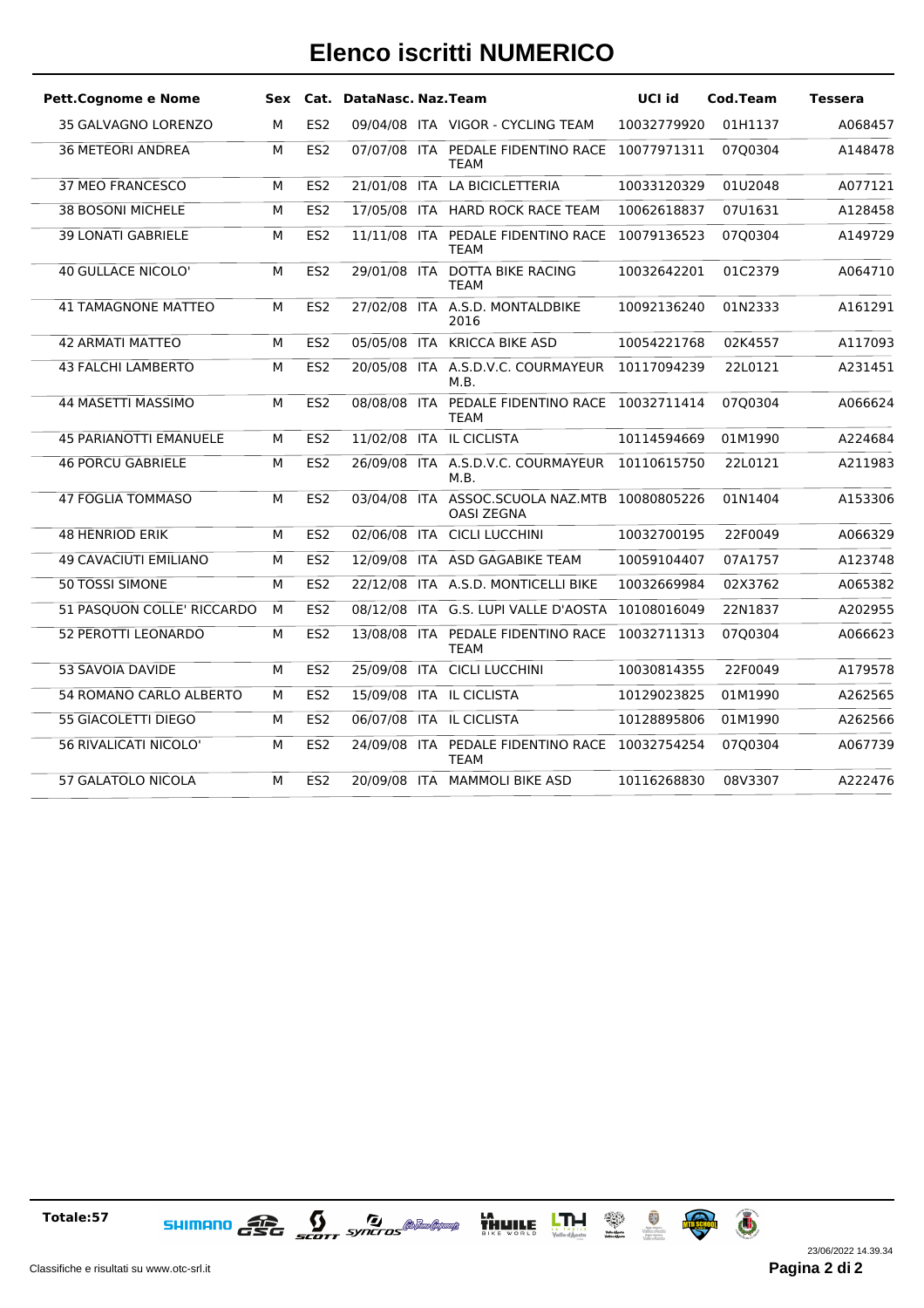# Elenco iscritti NUMERICO

| Pett.Cognome e Nome | Sex | Cat. | DataNasc. | Naz. | Team | UCI id | Cod.Team | Tessera |
|---|---|---|---|---|---|---|---|---|
| 35 GALVAGNO LORENZO | M | ES2 | 09/04/08 | ITA | VIGOR - CYCLING TEAM | 10032779920 | 01H1137 | A068457 |
| 36 METEORI ANDREA | M | ES2 | 07/07/08 | ITA | PEDALE FIDENTINO RACE TEAM | 10077971311 | 07Q0304 | A148478 |
| 37 MEO FRANCESCO | M | ES2 | 21/01/08 | ITA | LA BICICLETTERIA | 10033120329 | 01U2048 | A077121 |
| 38 BOSONI MICHELE | M | ES2 | 17/05/08 | ITA | HARD ROCK RACE TEAM | 10062618837 | 07U1631 | A128458 |
| 39 LONATI GABRIELE | M | ES2 | 11/11/08 | ITA | PEDALE FIDENTINO RACE TEAM | 10079136523 | 07Q0304 | A149729 |
| 40 GULLACE NICOLO' | M | ES2 | 29/01/08 | ITA | DOTTA BIKE RACING TEAM | 10032642201 | 01C2379 | A064710 |
| 41 TAMAGNONE MATTEO | M | ES2 | 27/02/08 | ITA | A.S.D. MONTALDBIKE 2016 | 10092136240 | 01N2333 | A161291 |
| 42 ARMATI MATTEO | M | ES2 | 05/05/08 | ITA | KRICCA BIKE ASD | 10054221768 | 02K4557 | A117093 |
| 43 FALCHI LAMBERTO | M | ES2 | 20/05/08 | ITA | A.S.D.V.C. COURMAYEUR M.B. | 10117094239 | 22L0121 | A231451 |
| 44 MASETTI MASSIMO | M | ES2 | 08/08/08 | ITA | PEDALE FIDENTINO RACE TEAM | 10032711414 | 07Q0304 | A066624 |
| 45 PARIANOTTI EMANUELE | M | ES2 | 11/02/08 | ITA | IL CICLISTA | 10114594669 | 01M1990 | A224684 |
| 46 PORCU GABRIELE | M | ES2 | 26/09/08 | ITA | A.S.D.V.C. COURMAYEUR M.B. | 10110615750 | 22L0121 | A211983 |
| 47 FOGLIA TOMMASO | M | ES2 | 03/04/08 | ITA | ASSOC.SCUOLA NAZ.MTB OASI ZEGNA | 10080805226 | 01N1404 | A153306 |
| 48 HENRIOD ERIK | M | ES2 | 02/06/08 | ITA | CICLI LUCCHINI | 10032700195 | 22F0049 | A066329 |
| 49 CAVACIUTI EMILIANO | M | ES2 | 12/09/08 | ITA | ASD GAGABIKE TEAM | 10059104407 | 07A1757 | A123748 |
| 50 TOSSI SIMONE | M | ES2 | 22/12/08 | ITA | A.S.D. MONTICELLI BIKE | 10032669984 | 02X3762 | A065382 |
| 51 PASQUON COLLE' RICCARDO | M | ES2 | 08/12/08 | ITA | G.S. LUPI VALLE D'AOSTA | 10108016049 | 22N1837 | A202955 |
| 52 PEROTTI LEONARDO | M | ES2 | 13/08/08 | ITA | PEDALE FIDENTINO RACE TEAM | 10032711313 | 07Q0304 | A066623 |
| 53 SAVOIA DAVIDE | M | ES2 | 25/09/08 | ITA | CICLI LUCCHINI | 10030814355 | 22F0049 | A179578 |
| 54 ROMANO CARLO ALBERTO | M | ES2 | 15/09/08 | ITA | IL CICLISTA | 10129023825 | 01M1990 | A262565 |
| 55 GIACOLETTI DIEGO | M | ES2 | 06/07/08 | ITA | IL CICLISTA | 10128895806 | 01M1990 | A262566 |
| 56 RIVALICATI NICOLO' | M | ES2 | 24/09/08 | ITA | PEDALE FIDENTINO RACE TEAM | 10032754254 | 07Q0304 | A067739 |
| 57 GALATOLO NICOLA | M | ES2 | 20/09/08 | ITA | MAMMOLI BIKE ASD | 10116268830 | 08V3307 | A222476 |

**Totale:57**

23/06/2022 14.39.34

Classifiche e risultati su www.otc-srl.it